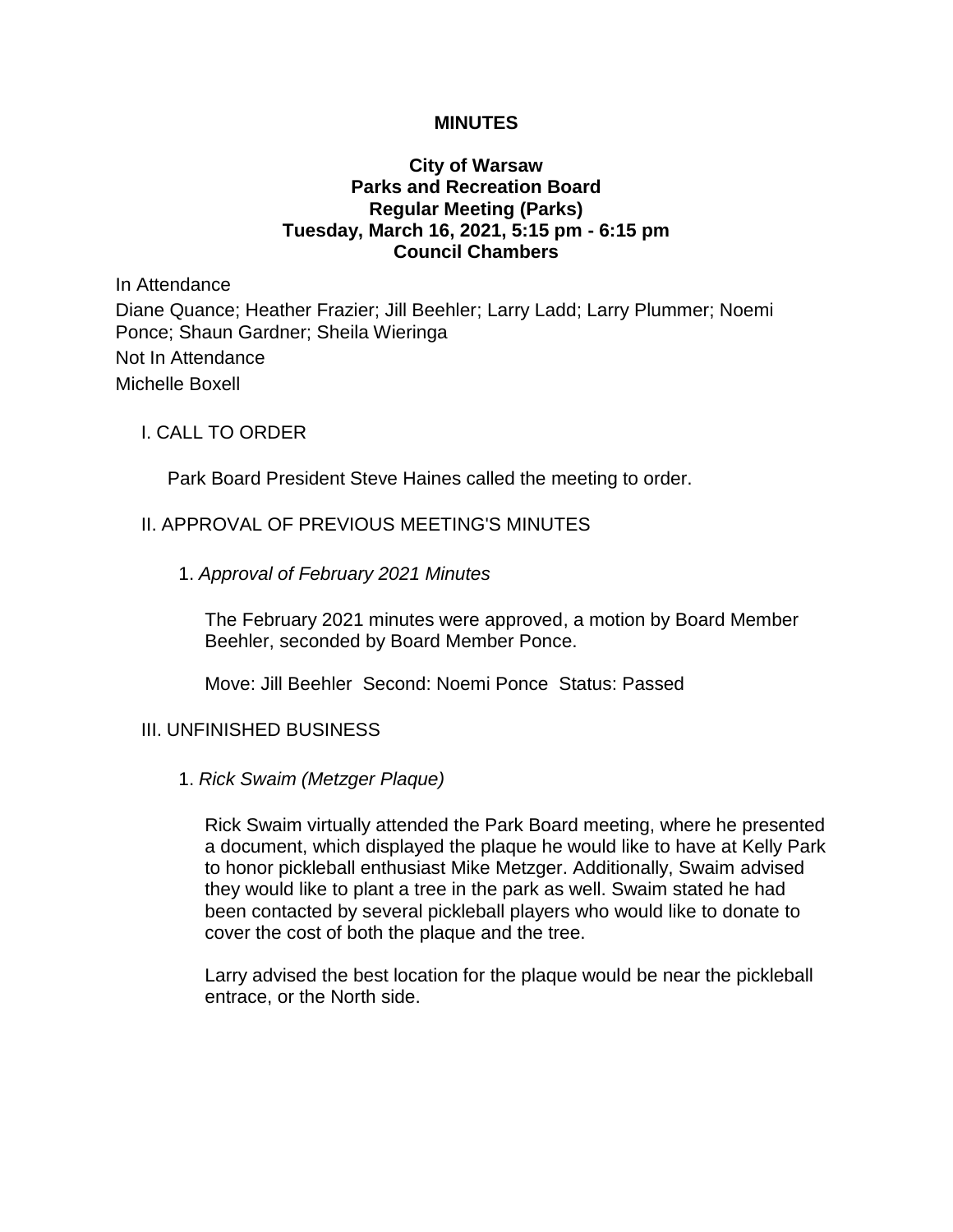**MINUTES**

**City of Warsaw**
**Parks and Recreation Board**
**Regular Meeting (Parks)**
**Tuesday, March 16, 2021, 5:15 pm - 6:15 pm**
**Council Chambers**

In Attendance

Diane Quance; Heather Frazier; Jill Beehler; Larry Ladd; Larry Plummer; Noemi Ponce; Shaun Gardner; Sheila Wieringa

Not In Attendance

Michelle Boxell

I. CALL TO ORDER

Park Board President Steve Haines called the meeting to order.

II. APPROVAL OF PREVIOUS MEETING'S MINUTES

1. *Approval of February 2021 Minutes*

The February 2021 minutes were approved, a motion by Board Member Beehler, seconded by Board Member Ponce.

Move: Jill Beehler Second: Noemi Ponce Status: Passed

III. UNFINISHED BUSINESS

1. *Rick Swaim (Metzger Plaque)*

Rick Swaim virtually attended the Park Board meeting, where he presented a document, which displayed the plaque he would like to have at Kelly Park to honor pickleball enthusiast Mike Metzger. Additionally, Swaim advised they would like to plant a tree in the park as well. Swaim stated he had been contacted by several pickleball players who would like to donate to cover the cost of both the plaque and the tree.

Larry advised the best location for the plaque would be near the pickleball entrace, or the North side.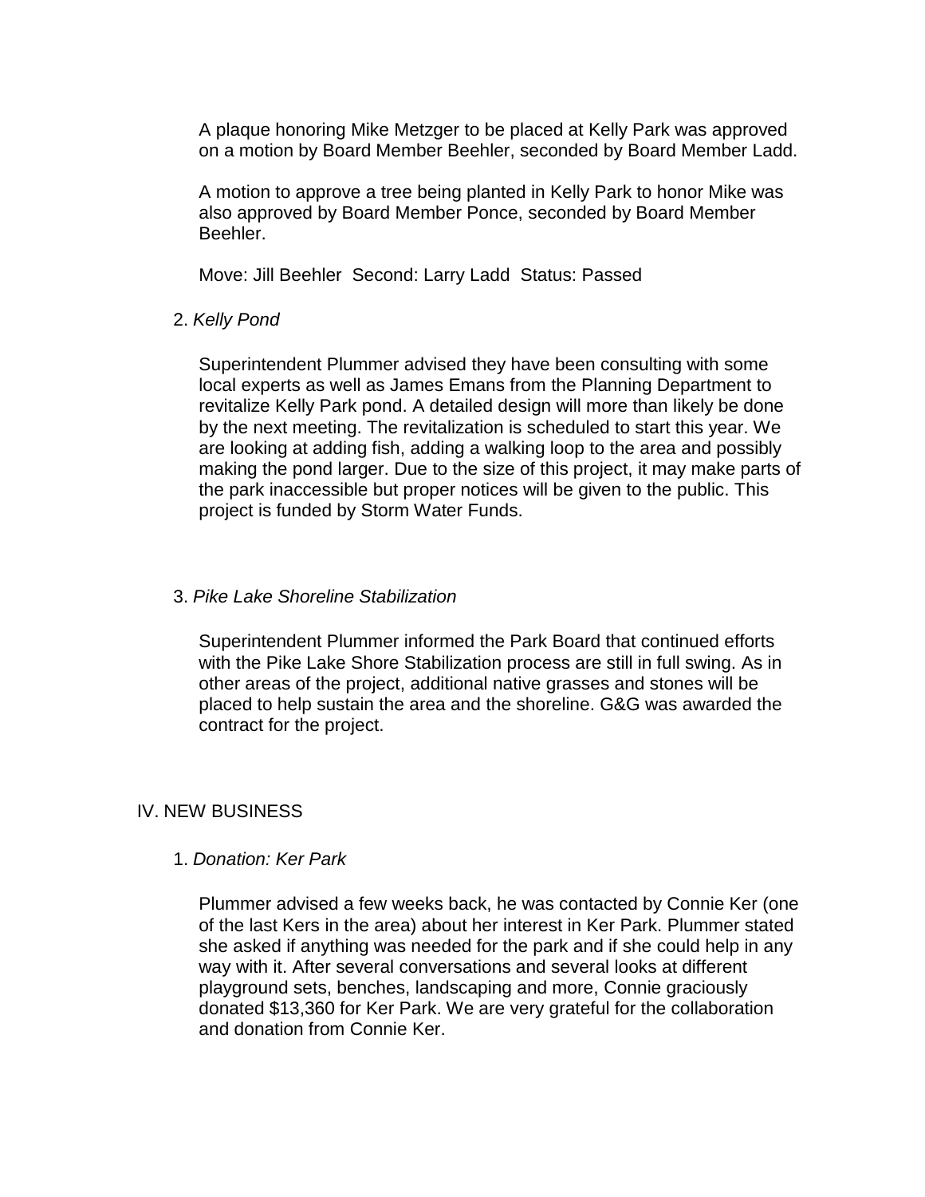A plaque honoring Mike Metzger to be placed at Kelly Park was approved on a motion by Board Member Beehler, seconded by Board Member Ladd.

A motion to approve a tree being planted in Kelly Park to honor Mike was also approved by Board Member Ponce, seconded by Board Member Beehler.

Move: Jill Beehler Second: Larry Ladd Status: Passed

2. *Kelly Pond*

Superintendent Plummer advised they have been consulting with some local experts as well as James Emans from the Planning Department to revitalize Kelly Park pond. A detailed design will more than likely be done by the next meeting. The revitalization is scheduled to start this year. We are looking at adding fish, adding a walking loop to the area and possibly making the pond larger. Due to the size of this project, it may make parts of the park inaccessible but proper notices will be given to the public. This project is funded by Storm Water Funds.

3. *Pike Lake Shoreline Stabilization*

Superintendent Plummer informed the Park Board that continued efforts with the Pike Lake Shore Stabilization process are still in full swing. As in other areas of the project, additional native grasses and stones will be placed to help sustain the area and the shoreline. G&G was awarded the contract for the project.

## IV. NEW BUSINESS

1. *Donation: Ker Park*

Plummer advised a few weeks back, he was contacted by Connie Ker (one of the last Kers in the area) about her interest in Ker Park. Plummer stated she asked if anything was needed for the park and if she could help in any way with it. After several conversations and several looks at different playground sets, benches, landscaping and more, Connie graciously donated $13,360 for Ker Park. We are very grateful for the collaboration and donation from Connie Ker.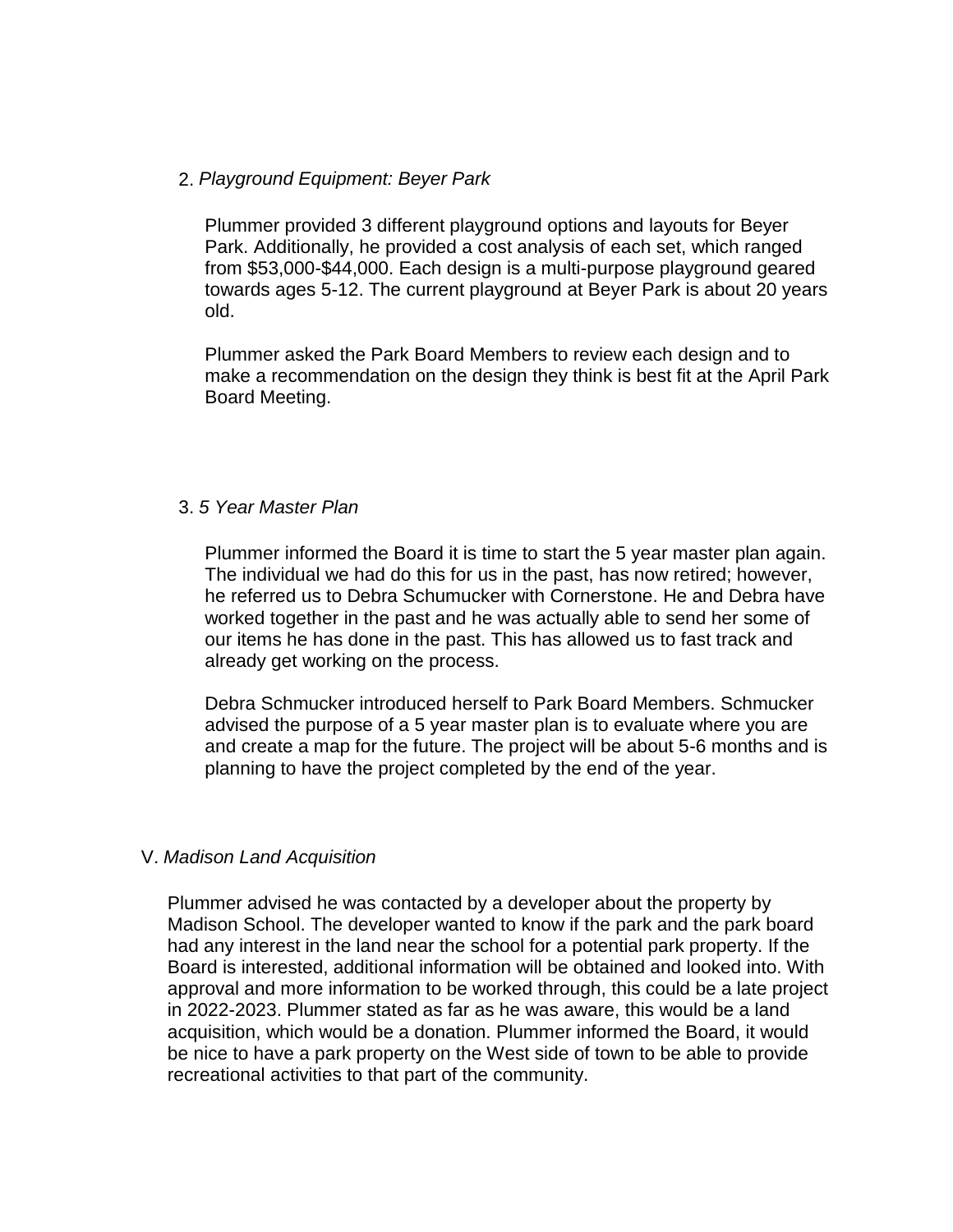2. *Playground Equipment: Beyer Park*

   Plummer provided 3 different playground options and layouts for Beyer Park. Additionally, he provided a cost analysis of each set, which ranged from $53,000-$44,000. Each design is a multi-purpose playground geared towards ages 5-12. The current playground at Beyer Park is about 20 years old.

   Plummer asked the Park Board Members to review each design and to make a recommendation on the design they think is best fit at the April Park Board Meeting.

3. *5 Year Master Plan*

   Plummer informed the Board it is time to start the 5 year master plan again. The individual we had do this for us in the past, has now retired; however, he referred us to Debra Schumucker with Cornerstone. He and Debra have worked together in the past and he was actually able to send her some of our items he has done in the past. This has allowed us to fast track and already get working on the process.

   Debra Schmucker introduced herself to Park Board Members. Schmucker advised the purpose of a 5 year master plan is to evaluate where you are and create a map for the future. The project will be about 5-6 months and is planning to have the project completed by the end of the year.

V. *Madison Land Acquisition*

Plummer advised he was contacted by a developer about the property by Madison School. The developer wanted to know if the park and the park board had any interest in the land near the school for a potential park property. If the Board is interested, additional information will be obtained and looked into. With approval and more information to be worked through, this could be a late project in 2022-2023. Plummer stated as far as he was aware, this would be a land acquisition, which would be a donation. Plummer informed the Board, it would be nice to have a park property on the West side of town to be able to provide recreational activities to that part of the community.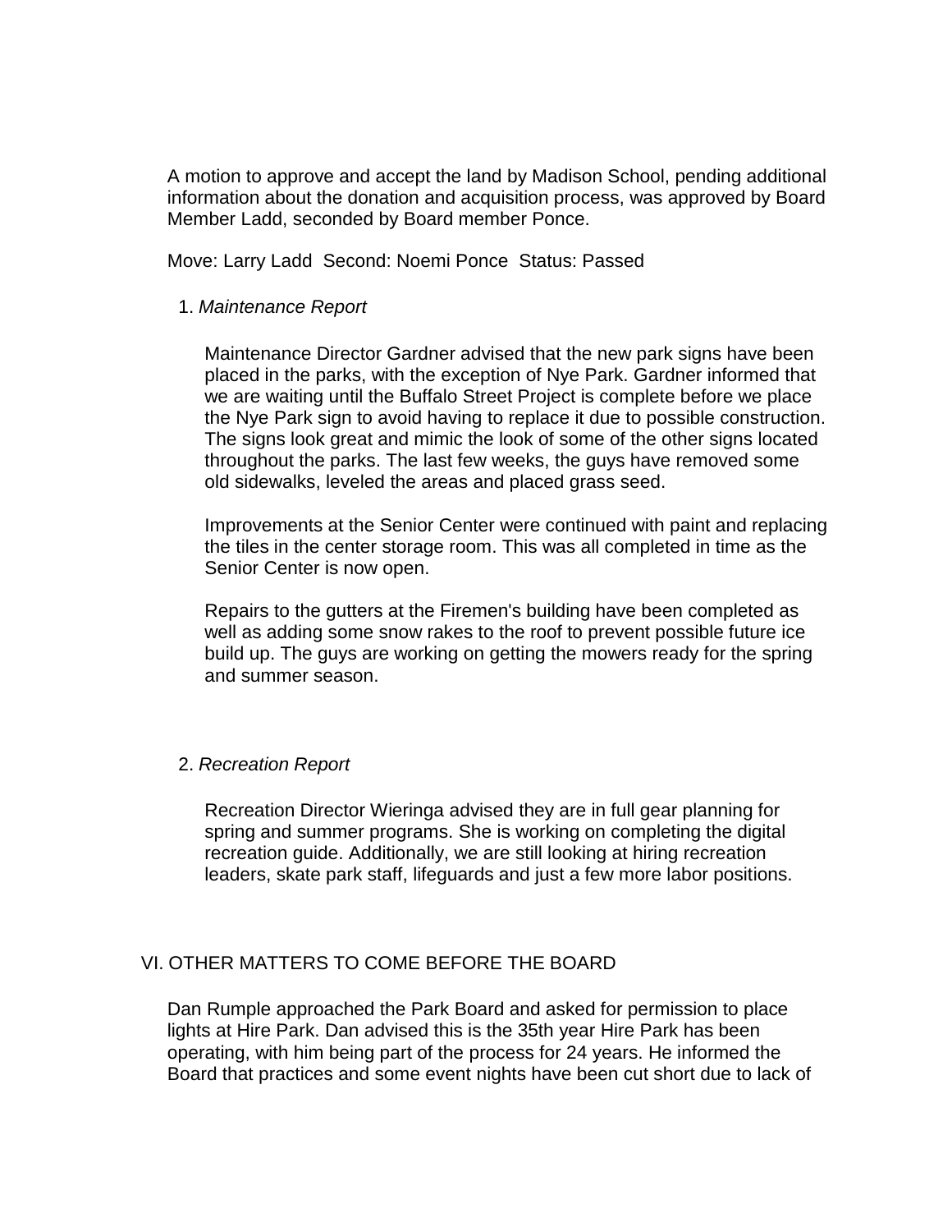A motion to approve and accept the land by Madison School, pending additional information about the donation and acquisition process, was approved by Board Member Ladd, seconded by Board member Ponce.

Move: Larry Ladd  Second: Noemi Ponce  Status: Passed

1. *Maintenance Report*

   Maintenance Director Gardner advised that the new park signs have been placed in the parks, with the exception of Nye Park. Gardner informed that we are waiting until the Buffalo Street Project is complete before we place the Nye Park sign to avoid having to replace it due to possible construction. The signs look great and mimic the look of some of the other signs located throughout the parks. The last few weeks, the guys have removed some old sidewalks, leveled the areas and placed grass seed.

   Improvements at the Senior Center were continued with paint and replacing the tiles in the center storage room. This was all completed in time as the Senior Center is now open.

   Repairs to the gutters at the Firemen's building have been completed as well as adding some snow rakes to the roof to prevent possible future ice build up. The guys are working on getting the mowers ready for the spring and summer season.

2. *Recreation Report*

   Recreation Director Wieringa advised they are in full gear planning for spring and summer programs. She is working on completing the digital recreation guide. Additionally, we are still looking at hiring recreation leaders, skate park staff, lifeguards and just a few more labor positions.

## VI. OTHER MATTERS TO COME BEFORE THE BOARD

Dan Rumple approached the Park Board and asked for permission to place lights at Hire Park. Dan advised this is the 35th year Hire Park has been operating, with him being part of the process for 24 years. He informed the Board that practices and some event nights have been cut short due to lack of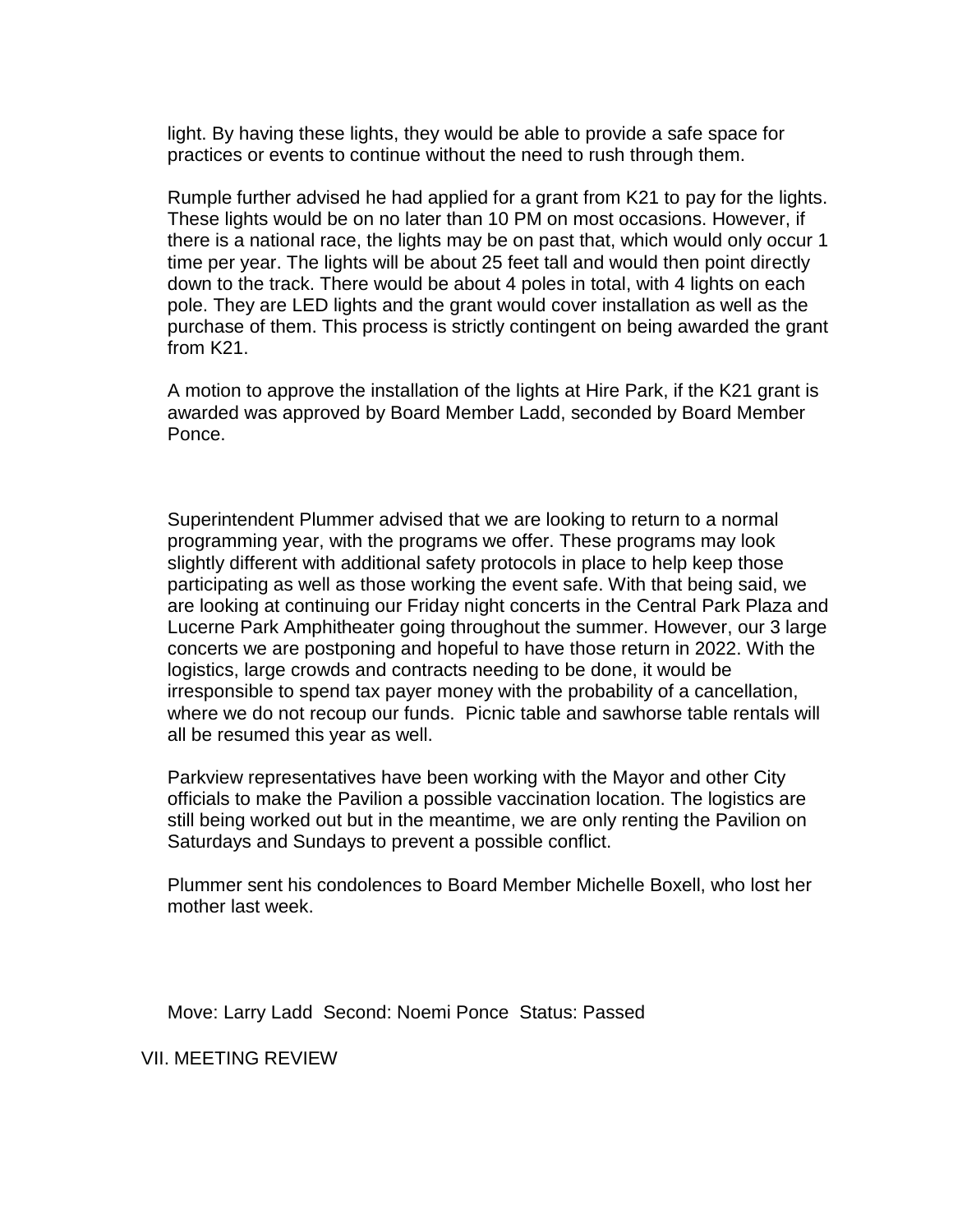light. By having these lights, they would be able to provide a safe space for practices or events to continue without the need to rush through them.

Rumple further advised he had applied for a grant from K21 to pay for the lights. These lights would be on no later than 10 PM on most occasions. However, if there is a national race, the lights may be on past that, which would only occur 1 time per year. The lights will be about 25 feet tall and would then point directly down to the track. There would be about 4 poles in total, with 4 lights on each pole. They are LED lights and the grant would cover installation as well as the purchase of them. This process is strictly contingent on being awarded the grant from K21.

A motion to approve the installation of the lights at Hire Park, if the K21 grant is awarded was approved by Board Member Ladd, seconded by Board Member Ponce.

Superintendent Plummer advised that we are looking to return to a normal programming year, with the programs we offer. These programs may look slightly different with additional safety protocols in place to help keep those participating as well as those working the event safe. With that being said, we are looking at continuing our Friday night concerts in the Central Park Plaza and Lucerne Park Amphitheater going throughout the summer. However, our 3 large concerts we are postponing and hopeful to have those return in 2022. With the logistics, large crowds and contracts needing to be done, it would be irresponsible to spend tax payer money with the probability of a cancellation, where we do not recoup our funds. Picnic table and sawhorse table rentals will all be resumed this year as well.

Parkview representatives have been working with the Mayor and other City officials to make the Pavilion a possible vaccination location. The logistics are still being worked out but in the meantime, we are only renting the Pavilion on Saturdays and Sundays to prevent a possible conflict.

Plummer sent his condolences to Board Member Michelle Boxell, who lost her mother last week.

Move: Larry Ladd Second: Noemi Ponce Status: Passed

VII. MEETING REVIEW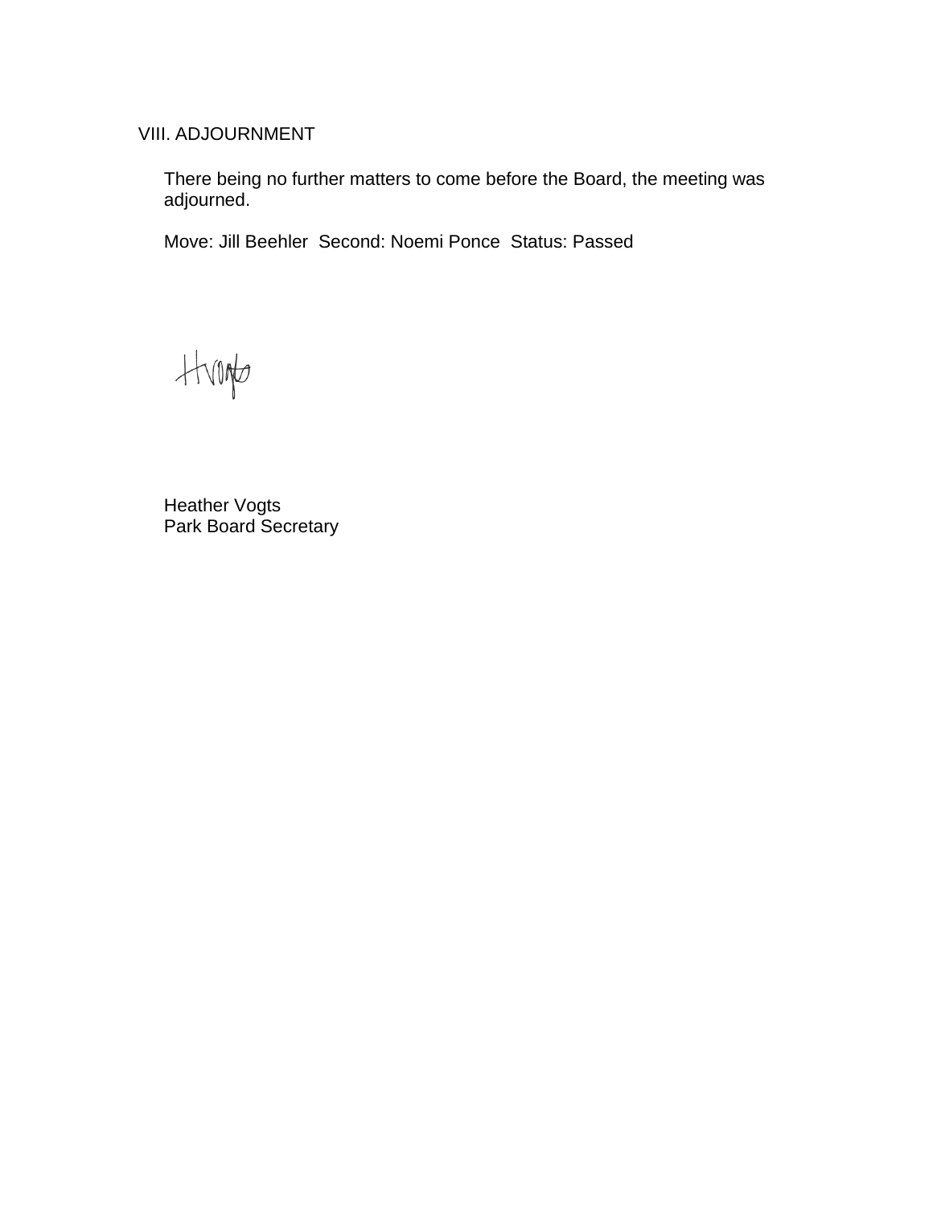## VIII. ADJOURNMENT

There being no further matters to come before the Board, the meeting was adjourned.

Move: Jill Beehler  Second: Noemi Ponce  Status: Passed

Heather Vogts
Park Board Secretary